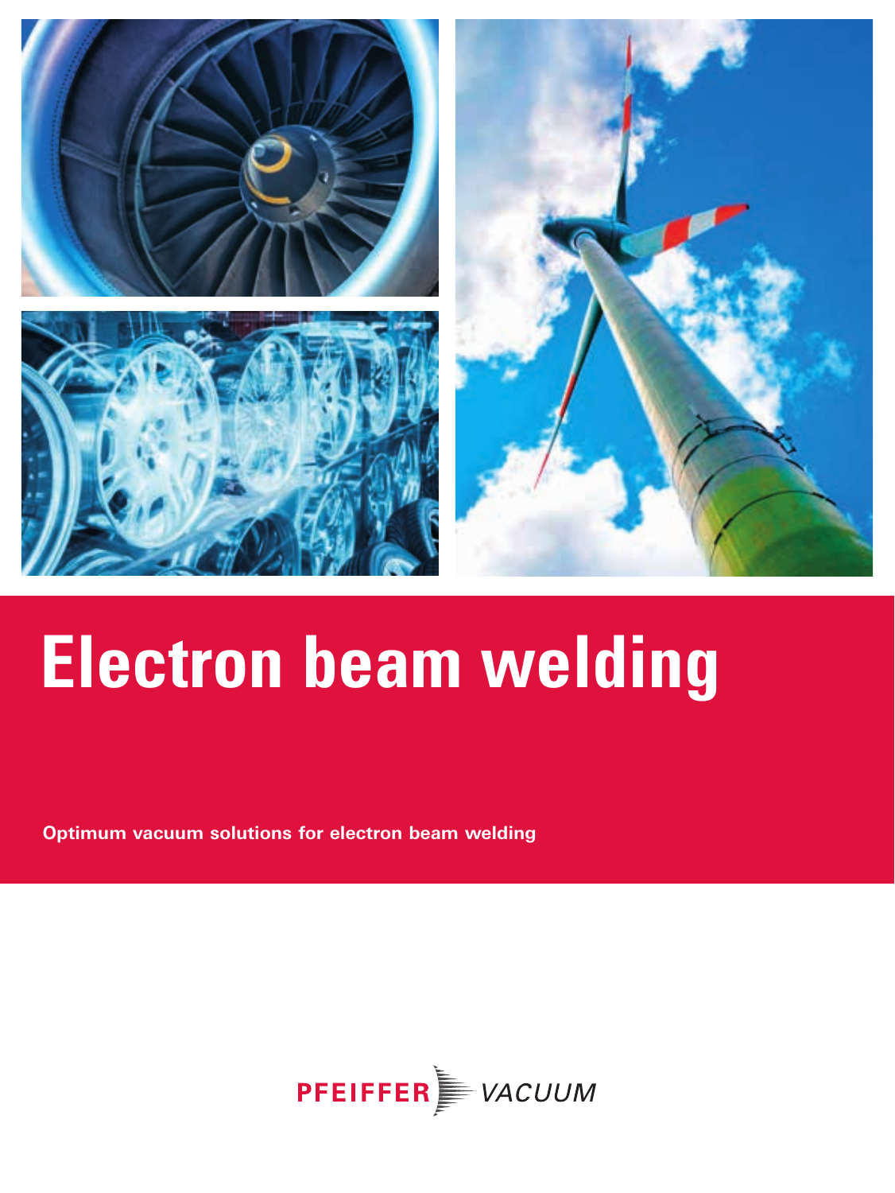# Electron beam welding

**Optimum vacuum solutions for electron beam welding**

PFEIFFER VACUUM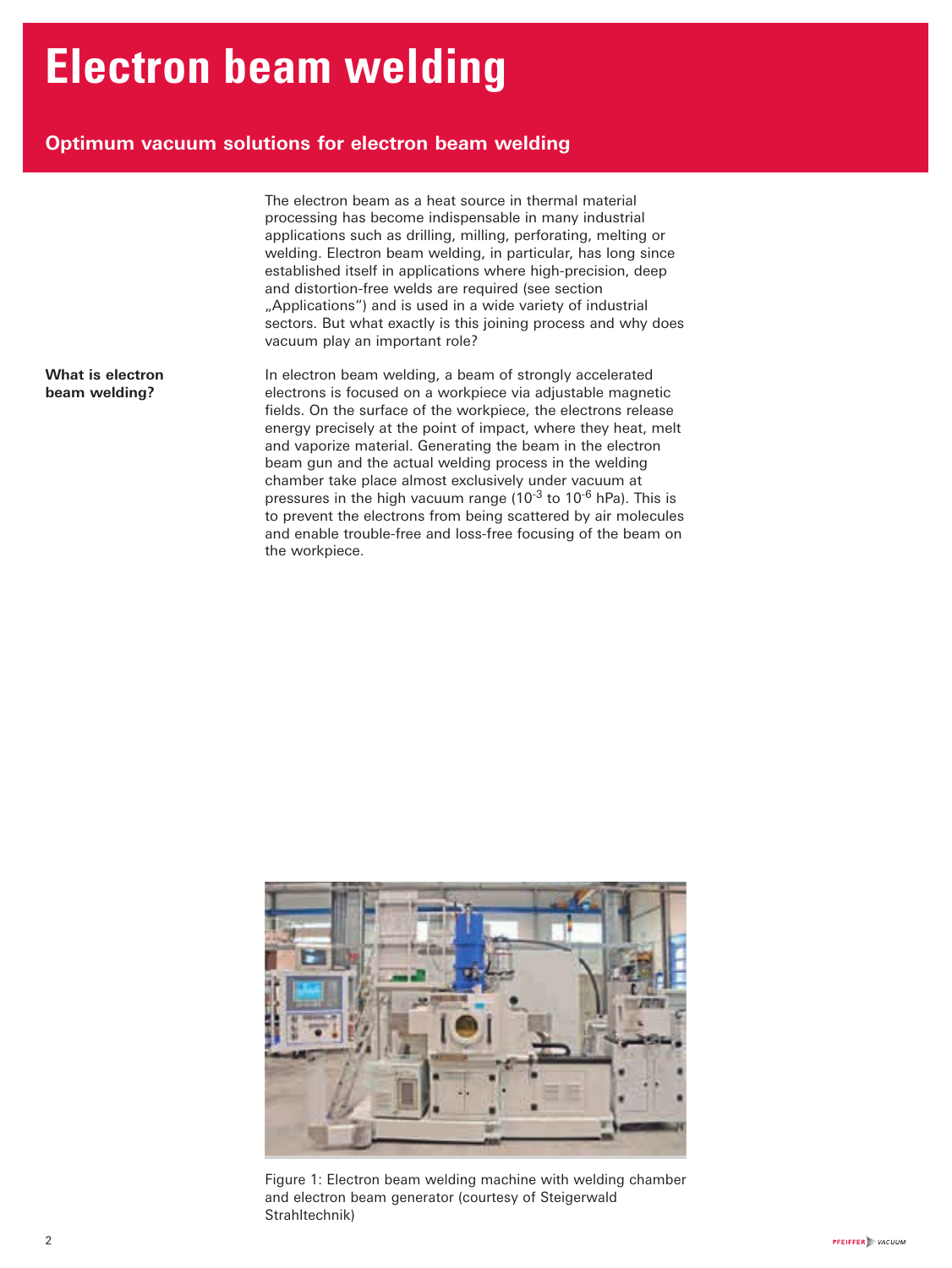# Electron beam welding

## Optimum vacuum solutions for electron beam welding

The electron beam as a heat source in thermal material processing has become indispensable in many industrial applications such as drilling, milling, perforating, melting or welding. Electron beam welding, in particular, has long since established itself in applications where high-precision, deep and distortion-free welds are required (see section „Applications") and is used in a wide variety of industrial sectors. But what exactly is this joining process and why does vacuum play an important role?

**What is electron beam welding?**

In electron beam welding, a beam of strongly accelerated electrons is focused on a workpiece via adjustable magnetic fields. On the surface of the workpiece, the electrons release energy precisely at the point of impact, where they heat, melt and vaporize material. Generating the beam in the electron beam gun and the actual welding process in the welding chamber take place almost exclusively under vacuum at pressures in the high vacuum range ($10^{-3}$ to $10^{-6}$ hPa). This is to prevent the electrons from being scattered by air molecules and enable trouble-free and loss-free focusing of the beam on the workpiece.

Figure 1: Electron beam welding machine with welding chamber and electron beam generator (courtesy of Steigerwald Strahltechnik)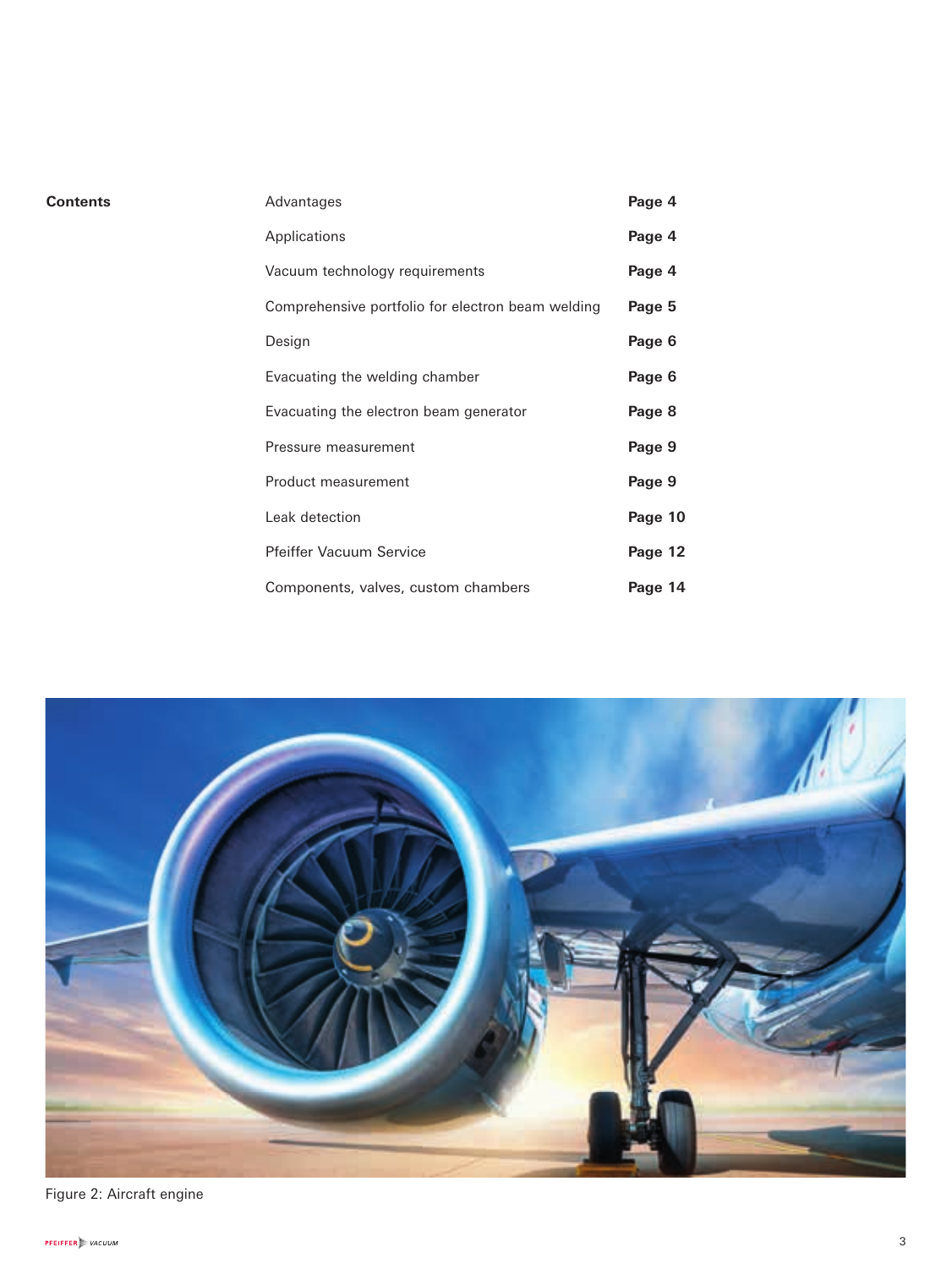## Contents

| | |
|---|---|
| Advantages | **Page 4** |
| Applications | **Page 4** |
| Vacuum technology requirements | **Page 4** |
| Comprehensive portfolio for electron beam welding | **Page 5** |
| Design | **Page 6** |
| Evacuating the welding chamber | **Page 6** |
| Evacuating the electron beam generator | **Page 8** |
| Pressure measurement | **Page 9** |
| Product measurement | **Page 9** |
| Leak detection | **Page 10** |
| Pfeiffer Vacuum Service | **Page 12** |
| Components, valves, custom chambers | **Page 14** |

Figure 2: Aircraft engine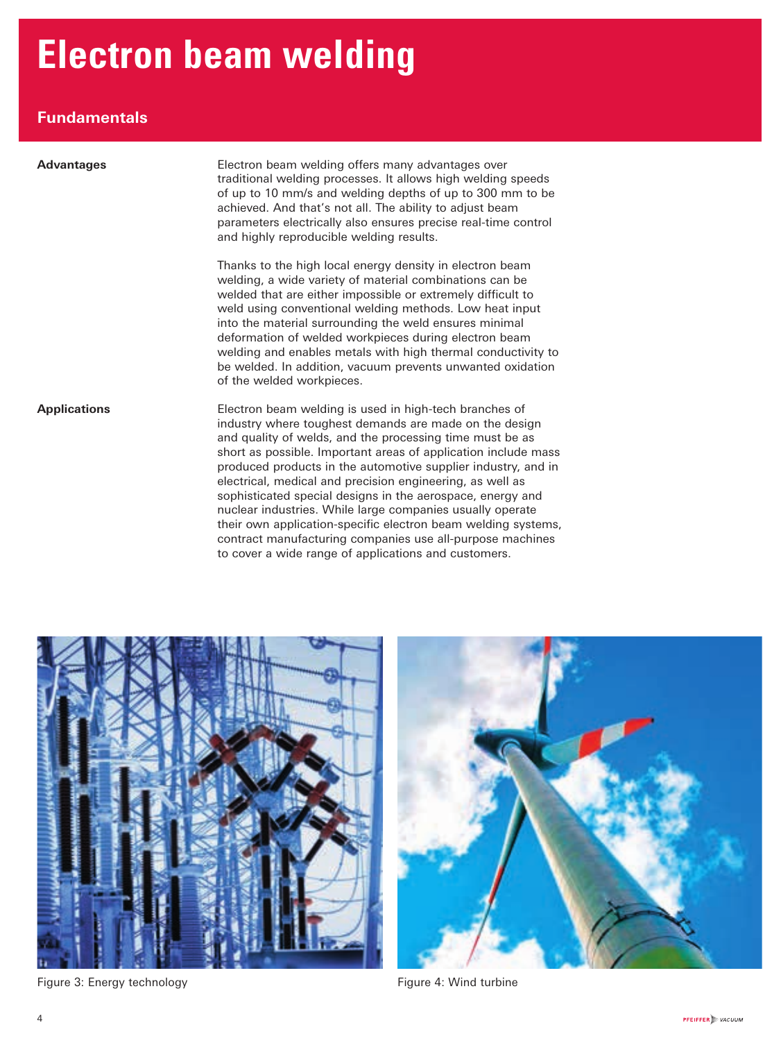# Electron beam welding

## Fundamentals

**Advantages**

Electron beam welding offers many advantages over traditional welding processes. It allows high welding speeds of up to 10 mm/s and welding depths of up to 300 mm to be achieved. And that's not all. The ability to adjust beam parameters electrically also ensures precise real-time control and highly reproducible welding results.

Thanks to the high local energy density in electron beam welding, a wide variety of material combinations can be welded that are either impossible or extremely difficult to weld using conventional welding methods. Low heat input into the material surrounding the weld ensures minimal deformation of welded workpieces during electron beam welding and enables metals with high thermal conductivity to be welded. In addition, vacuum prevents unwanted oxidation of the welded workpieces.

**Applications**

Electron beam welding is used in high-tech branches of industry where toughest demands are made on the design and quality of welds, and the processing time must be as short as possible. Important areas of application include mass produced products in the automotive supplier industry, and in electrical, medical and precision engineering, as well as sophisticated special designs in the aerospace, energy and nuclear industries. While large companies usually operate their own application-specific electron beam welding systems, contract manufacturing companies use all-purpose machines to cover a wide range of applications and customers.

Figure 3: Energy technology

Figure 4: Wind turbine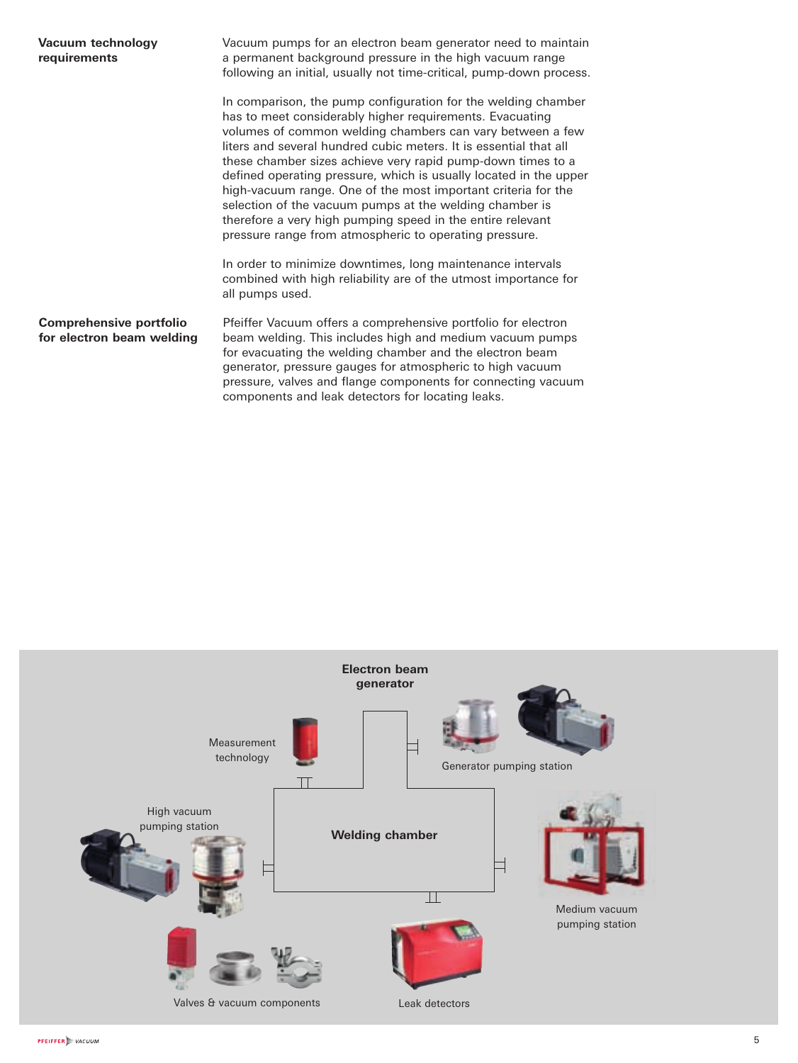## Vacuum technology requirements

Vacuum pumps for an electron beam generator need to maintain a permanent background pressure in the high vacuum range following an initial, usually not time-critical, pump-down process.

In comparison, the pump configuration for the welding chamber has to meet considerably higher requirements. Evacuating volumes of common welding chambers can vary between a few liters and several hundred cubic meters. It is essential that all these chamber sizes achieve very rapid pump-down times to a defined operating pressure, which is usually located in the upper high-vacuum range. One of the most important criteria for the selection of the vacuum pumps at the welding chamber is therefore a very high pumping speed in the entire relevant pressure range from atmospheric to operating pressure.

In order to minimize downtimes, long maintenance intervals combined with high reliability are of the utmost importance for all pumps used.

## Comprehensive portfolio for electron beam welding

Pfeiffer Vacuum offers a comprehensive portfolio for electron beam welding. This includes high and medium vacuum pumps for evacuating the welding chamber and the electron beam generator, pressure gauges for atmospheric to high vacuum pressure, valves and flange components for connecting vacuum components and leak detectors for locating leaks.

Electron beam generator

Measurement technology

Generator pumping station

High vacuum pumping station

Welding chamber

Medium vacuum pumping station

Valves & vacuum components

Leak detectors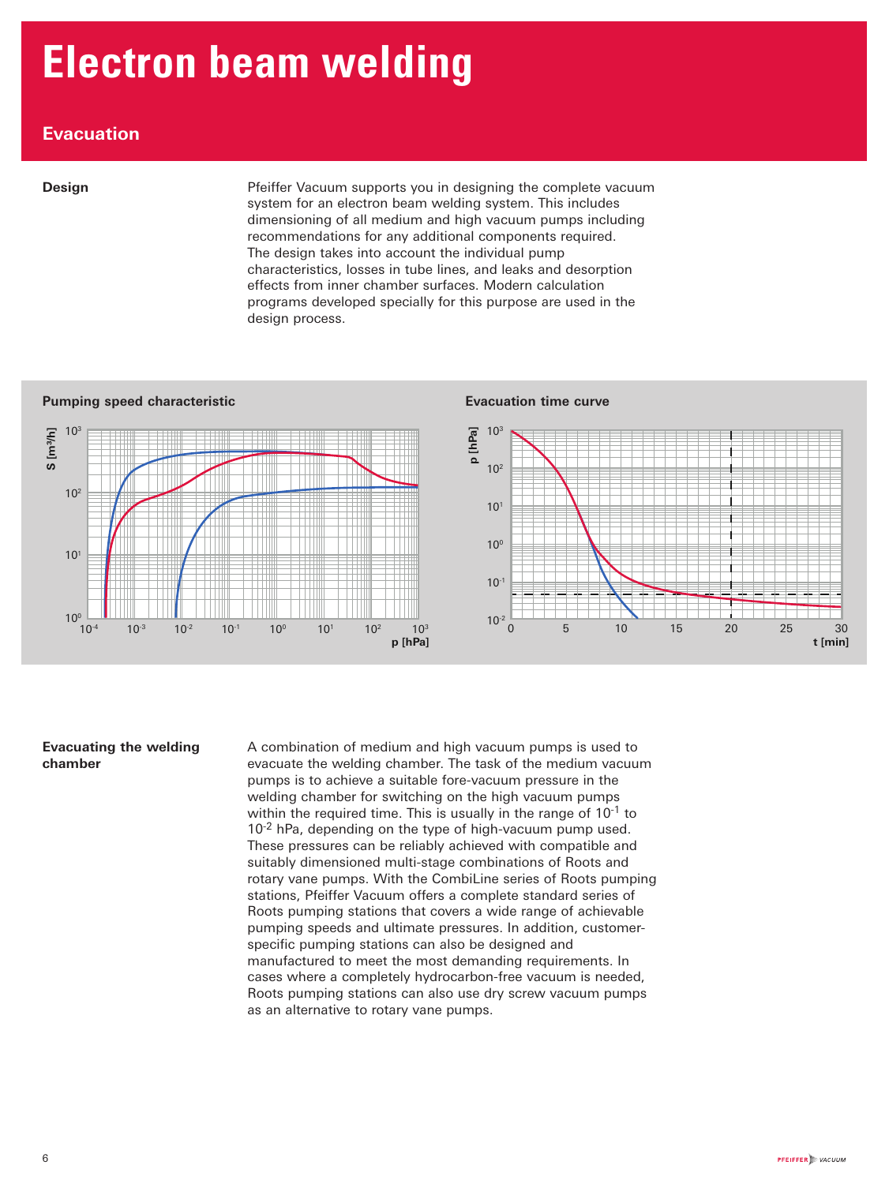# Electron beam welding

## Evacuation

**Design**

Pfeiffer Vacuum supports you in designing the complete vacuum system for an electron beam welding system. This includes dimensioning of all medium and high vacuum pumps including recommendations for any additional components required. The design takes into account the individual pump characteristics, losses in tube lines, and leaks and desorption effects from inner chamber surfaces. Modern calculation programs developed specially for this purpose are used in the design process.

**Pumping speed characteristic**

**Evacuation time curve**

**Evacuating the welding chamber**

A combination of medium and high vacuum pumps is used to evacuate the welding chamber. The task of the medium vacuum pumps is to achieve a suitable fore-vacuum pressure in the welding chamber for switching on the high vacuum pumps within the required time. This is usually in the range of $10^{-1}$ to $10^{-2}$ hPa, depending on the type of high-vacuum pump used. These pressures can be reliably achieved with compatible and suitably dimensioned multi-stage combinations of Roots and rotary vane pumps. With the CombiLine series of Roots pumping stations, Pfeiffer Vacuum offers a complete standard series of Roots pumping stations that covers a wide range of achievable pumping speeds and ultimate pressures. In addition, customer-specific pumping stations can also be designed and manufactured to meet the most demanding requirements. In cases where a completely hydrocarbon-free vacuum is needed, Roots pumping stations can also use dry screw vacuum pumps as an alternative to rotary vane pumps.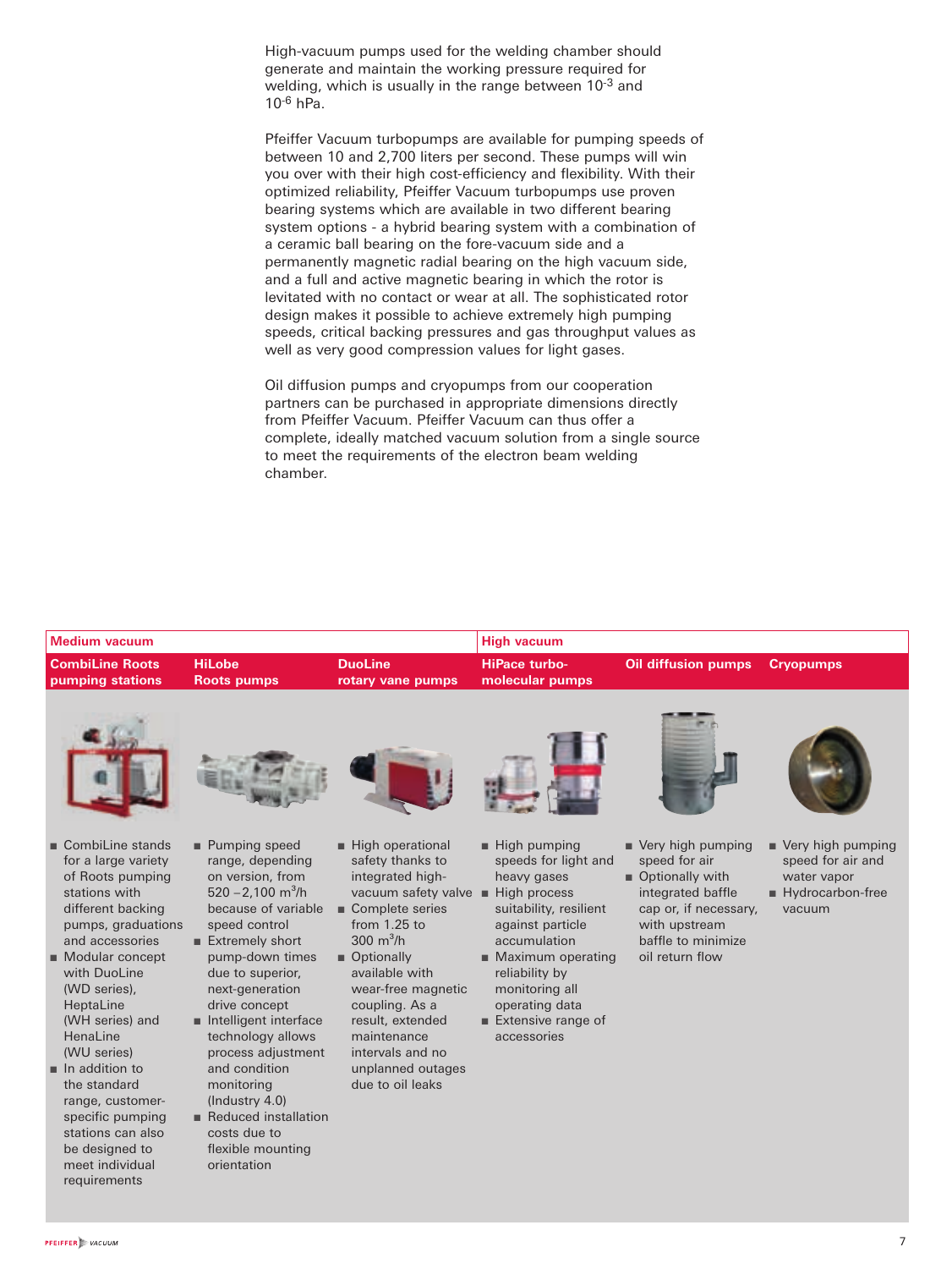High-vacuum pumps used for the welding chamber should generate and maintain the working pressure required for welding, which is usually in the range between $10^{-3}$ and $10^{-6}$ hPa.

Pfeiffer Vacuum turbopumps are available for pumping speeds of between 10 and 2,700 liters per second. These pumps will win you over with their high cost-efficiency and flexibility. With their optimized reliability, Pfeiffer Vacuum turbopumps use proven bearing systems which are available in two different bearing system options - a hybrid bearing system with a combination of a ceramic ball bearing on the fore-vacuum side and a permanently magnetic radial bearing on the high vacuum side, and a full and active magnetic bearing in which the rotor is levitated with no contact or wear at all. The sophisticated rotor design makes it possible to achieve extremely high pumping speeds, critical backing pressures and gas throughput values as well as very good compression values for light gases.

Oil diffusion pumps and cryopumps from our cooperation partners can be purchased in appropriate dimensions directly from Pfeiffer Vacuum. Pfeiffer Vacuum can thus offer a complete, ideally matched vacuum solution from a single source to meet the requirements of the electron beam welding chamber.

| Medium vacuum | | | High vacuum | | |
|---|---|---|---|---|---|
| **CombiLine Roots pumping stations** | **HiLobe Roots pumps** | **DuoLine rotary vane pumps** | **HiPace turbo-molecular pumps** | **Oil diffusion pumps** | **Cryopumps** |
| ■ CombiLine stands for a large variety of Roots pumping stations with different backing pumps, graduations and accessories<br>■ Modular concept with DuoLine (WD series), HeptaLine (WH series) and HenaLine (WU series)<br>■ In addition to the standard range, customer-specific pumping stations can also be designed to meet individual requirements | ■ Pumping speed range, depending on version, from 520 – 2,100 $m^3/h$ because of variable speed control<br>■ Extremely short pump-down times due to superior, next-generation drive concept<br>■ Intelligent interface technology allows process adjustment and condition monitoring (Industry 4.0)<br>■ Reduced installation costs due to flexible mounting orientation | ■ High operational safety thanks to integrated high-vacuum safety valve<br>■ Complete series from 1.25 to 300 $m^3/h$<br>■ Optionally available with wear-free magnetic coupling. As a result, extended maintenance intervals and no unplanned outages due to oil leaks | ■ High pumping speeds for light and heavy gases<br>■ High process suitability, resilient against particle accumulation<br>■ Maximum operating reliability by monitoring all operating data<br>■ Extensive range of accessories | ■ Very high pumping speed for air<br>■ Optionally with integrated baffle cap or, if necessary, with upstream baffle to minimize oil return flow | ■ Very high pumping speed for air and water vapor<br>■ Hydrocarbon-free vacuum |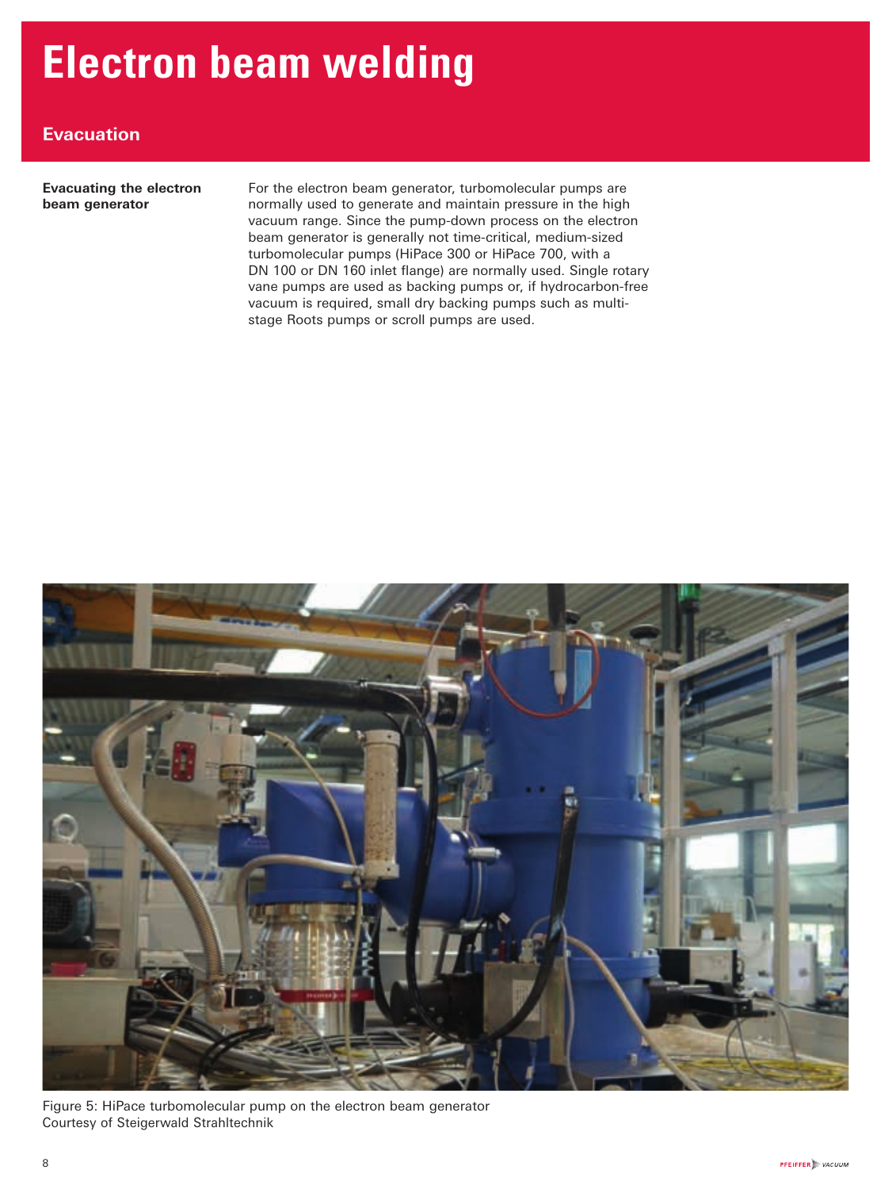# Electron beam welding

## Evacuation

**Evacuating the electron beam generator**

For the electron beam generator, turbomolecular pumps are normally used to generate and maintain pressure in the high vacuum range. Since the pump-down process on the electron beam generator is generally not time-critical, medium-sized turbomolecular pumps (HiPace 300 or HiPace 700, with a DN 100 or DN 160 inlet flange) are normally used. Single rotary vane pumps are used as backing pumps or, if hydrocarbon-free vacuum is required, small dry backing pumps such as multi-stage Roots pumps or scroll pumps are used.

Figure 5: HiPace turbomolecular pump on the electron beam generator
Courtesy of Steigerwald Strahltechnik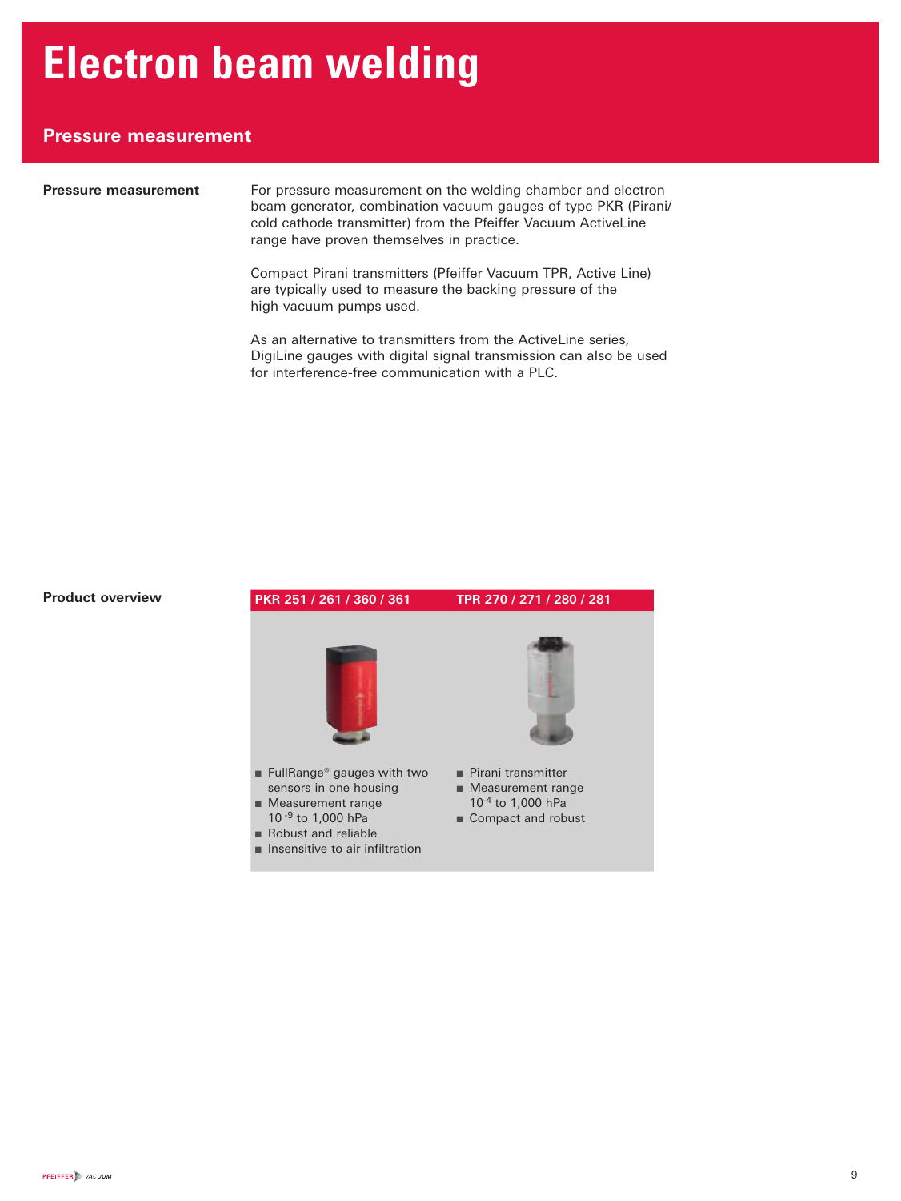# Electron beam welding

## Pressure measurement

**Pressure measurement**

For pressure measurement on the welding chamber and electron beam generator, combination vacuum gauges of type PKR (Pirani/ cold cathode transmitter) from the Pfeiffer Vacuum ActiveLine range have proven themselves in practice.

Compact Pirani transmitters (Pfeiffer Vacuum TPR, Active Line) are typically used to measure the backing pressure of the high-vacuum pumps used.

As an alternative to transmitters from the ActiveLine series, DigiLine gauges with digital signal transmission can also be used for interference-free communication with a PLC.

**Product overview**

| PKR 251 / 261 / 360 / 361 | TPR 270 / 271 / 280 / 281 |
|---|---|
| ■ FullRange® gauges with two sensors in one housing<br>■ Measurement range $10^{-9}$ to 1,000 hPa<br>■ Robust and reliable<br>■ Insensitive to air infiltration | ■ Pirani transmitter<br>■ Measurement range $10^{-4}$ to 1,000 hPa<br>■ Compact and robust |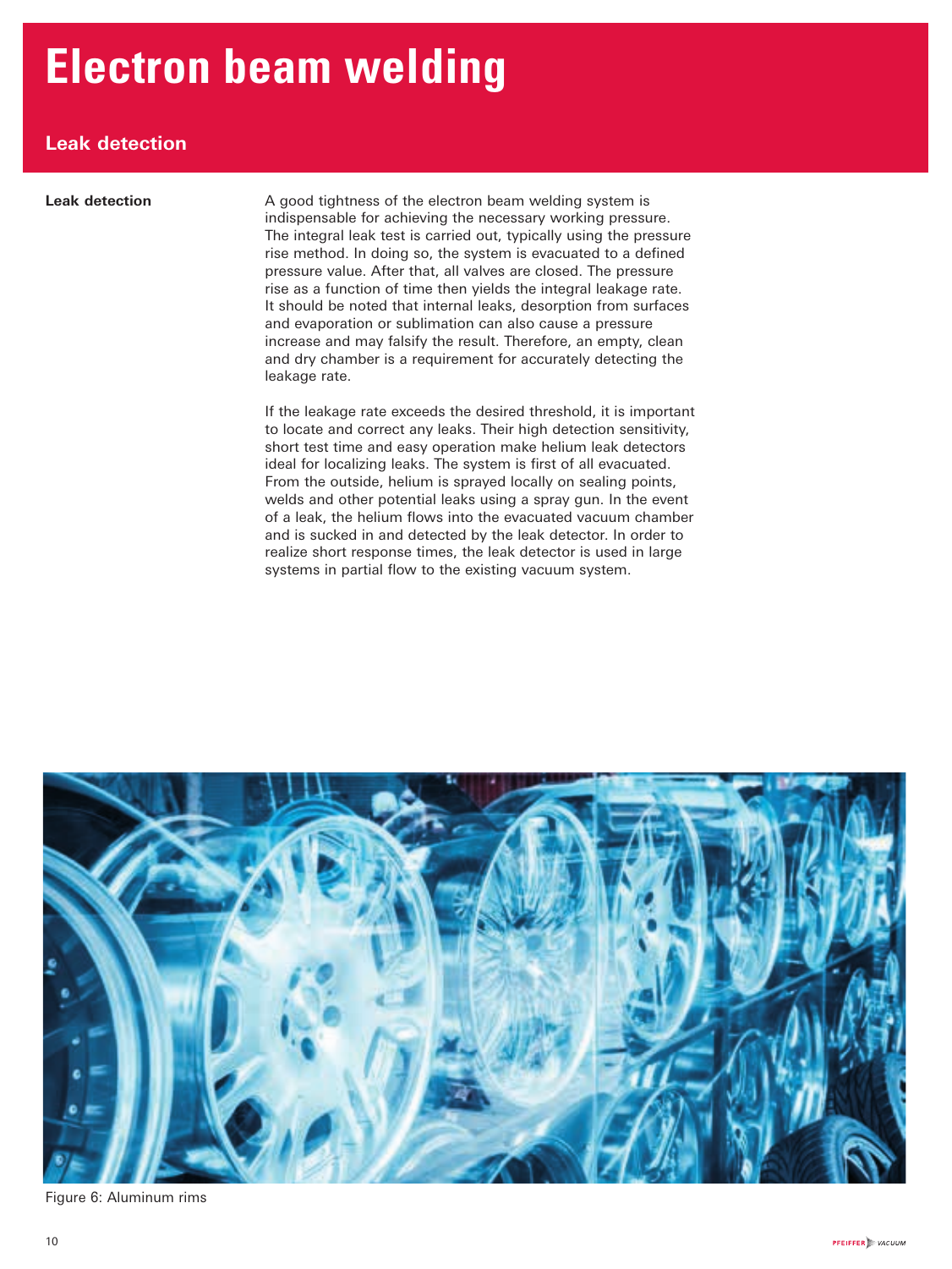# Electron beam welding

## Leak detection

**Leak detection**

A good tightness of the electron beam welding system is indispensable for achieving the necessary working pressure. The integral leak test is carried out, typically using the pressure rise method. In doing so, the system is evacuated to a defined pressure value. After that, all valves are closed. The pressure rise as a function of time then yields the integral leakage rate. It should be noted that internal leaks, desorption from surfaces and evaporation or sublimation can also cause a pressure increase and may falsify the result. Therefore, an empty, clean and dry chamber is a requirement for accurately detecting the leakage rate.

If the leakage rate exceeds the desired threshold, it is important to locate and correct any leaks. Their high detection sensitivity, short test time and easy operation make helium leak detectors ideal for localizing leaks. The system is first of all evacuated. From the outside, helium is sprayed locally on sealing points, welds and other potential leaks using a spray gun. In the event of a leak, the helium flows into the evacuated vacuum chamber and is sucked in and detected by the leak detector. In order to realize short response times, the leak detector is used in large systems in partial flow to the existing vacuum system.

Figure 6: Aluminum rims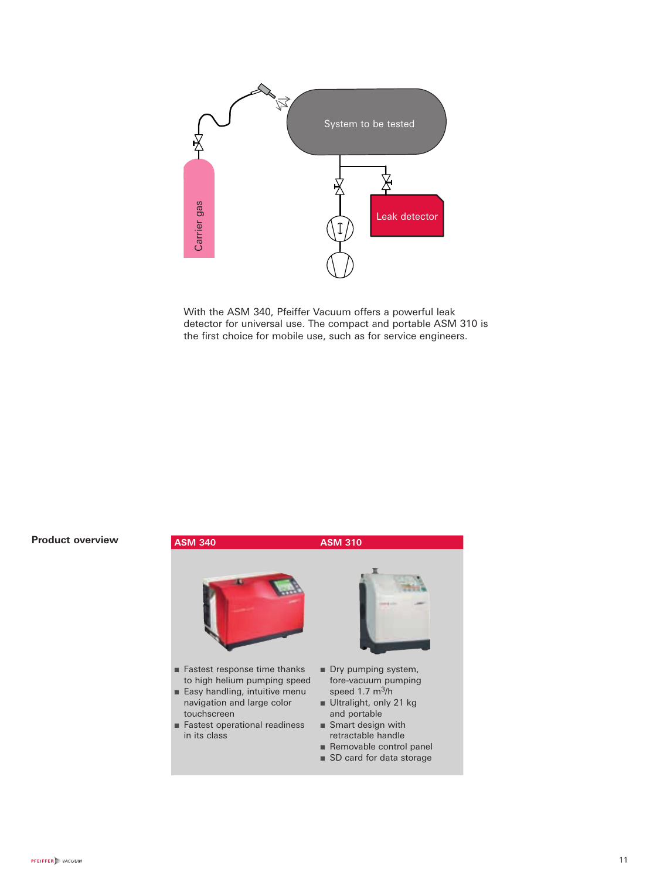With the ASM 340, Pfeiffer Vacuum offers a powerful leak detector for universal use. The compact and portable ASM 310 is the first choice for mobile use, such as for service engineers.

**Product overview**

| ASM 340 | ASM 310 |
|---|---|
| ■ Fastest response time thanks to high helium pumping speed<br>■ Easy handling, intuitive menu navigation and large color touchscreen<br>■ Fastest operational readiness in its class | ■ Dry pumping system, fore-vacuum pumping speed 1.7 $m^3$/h<br>■ Ultralight, only 21 kg and portable<br>■ Smart design with retractable handle<br>■ Removable control panel<br>■ SD card for data storage |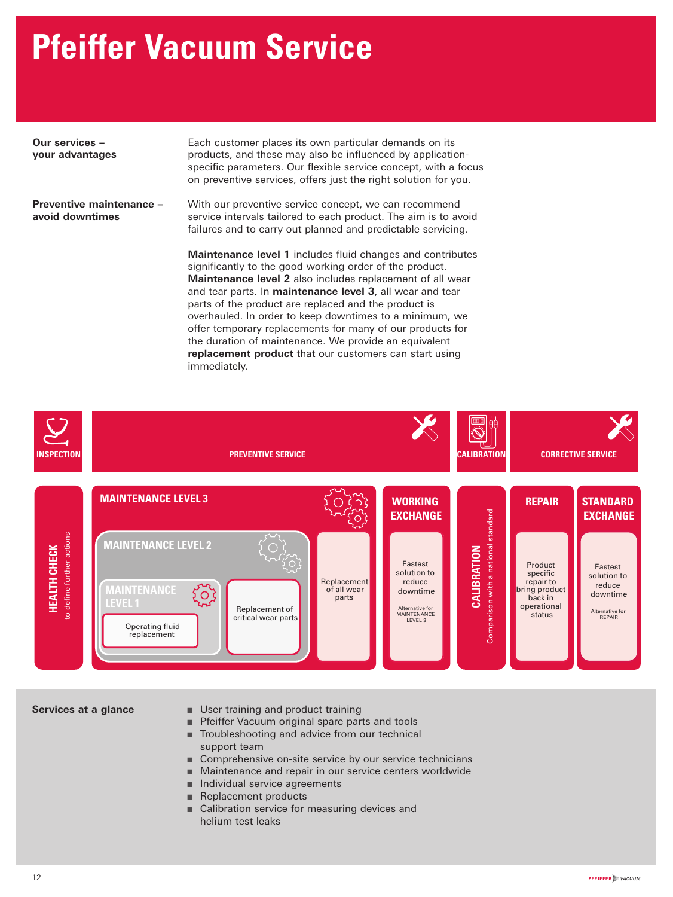# Pfeiffer Vacuum Service

**Our services – your advantages**

Each customer places its own particular demands on its products, and these may also be influenced by application-specific parameters. Our flexible service concept, with a focus on preventive services, offers just the right solution for you.

**Preventive maintenance – avoid downtimes**

With our preventive service concept, we can recommend service intervals tailored to each product. The aim is to avoid failures and to carry out planned and predictable servicing.

**Maintenance level 1** includes fluid changes and contributes significantly to the good working order of the product. **Maintenance level 2** also includes replacement of all wear and tear parts. In **maintenance level 3**, all wear and tear parts of the product are replaced and the product is overhauled. In order to keep downtimes to a minimum, we offer temporary replacements for many of our products for the duration of maintenance. We provide an equivalent **replacement product** that our customers can start using immediately.

**INSPECTION**

- **HEALTH CHECK** – to define further actions

**PREVENTIVE SERVICE**

- **MAINTENANCE LEVEL 3** – Replacement of all wear parts
  - **MAINTENANCE LEVEL 2** – Replacement of critical wear parts
    - **MAINTENANCE LEVEL 1** – Operating fluid replacement
- **WORKING EXCHANGE** – Fastest solution to reduce downtime (Alternative for MAINTENANCE LEVEL 3)

**CALIBRATION**

- **CALIBRATION** – Comparison with a national standard

**CORRECTIVE SERVICE**

- **REPAIR** – Product specific repair to bring product back in operational status
- **STANDARD EXCHANGE** – Fastest solution to reduce downtime (Alternative for REPAIR)

**Services at a glance**

- User training and product training
- Pfeiffer Vacuum original spare parts and tools
- Troubleshooting and advice from our technical support team
- Comprehensive on-site service by our service technicians
- Maintenance and repair in our service centers worldwide
- Individual service agreements
- Replacement products
- Calibration service for measuring devices and helium test leaks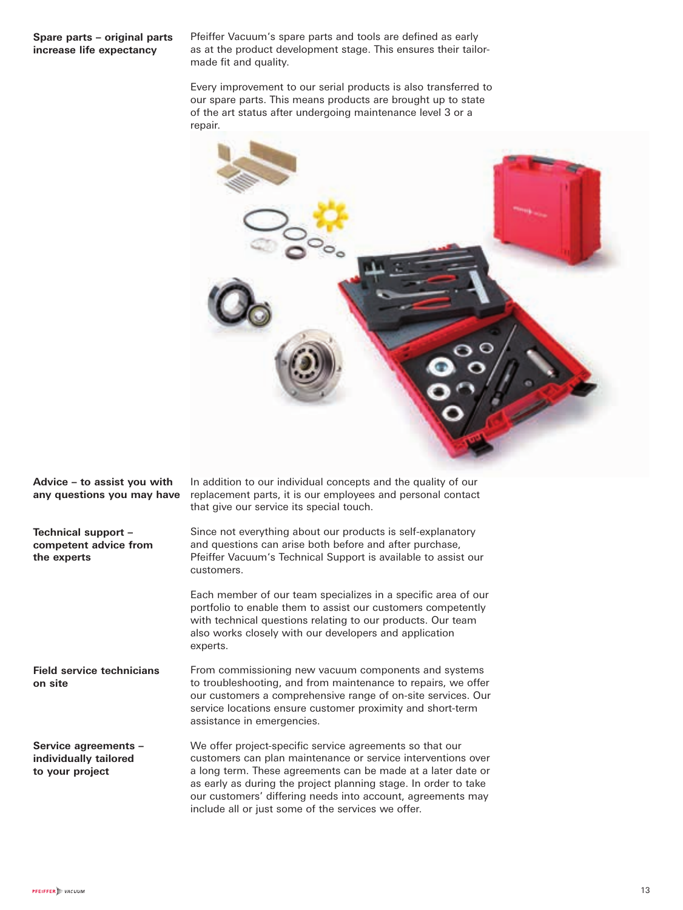**Spare parts – original parts increase life expectancy**

Pfeiffer Vacuum's spare parts and tools are defined as early as at the product development stage. This ensures their tailor-made fit and quality.

Every improvement to our serial products is also transferred to our spare parts. This means products are brought up to state of the art status after undergoing maintenance level 3 or a repair.

**Advice – to assist you with any questions you may have**

In addition to our individual concepts and the quality of our replacement parts, it is our employees and personal contact that give our service its special touch.

**Technical support – competent advice from the experts**

Since not everything about our products is self-explanatory and questions can arise both before and after purchase, Pfeiffer Vacuum's Technical Support is available to assist our customers.

Each member of our team specializes in a specific area of our portfolio to enable them to assist our customers competently with technical questions relating to our products. Our team also works closely with our developers and application experts.

**Field service technicians on site**

From commissioning new vacuum components and systems to troubleshooting, and from maintenance to repairs, we offer our customers a comprehensive range of on-site services. Our service locations ensure customer proximity and short-term assistance in emergencies.

**Service agreements – individually tailored to your project**

We offer project-specific service agreements so that our customers can plan maintenance or service interventions over a long term. These agreements can be made at a later date or as early as during the project planning stage. In order to take our customers' differing needs into account, agreements may include all or just some of the services we offer.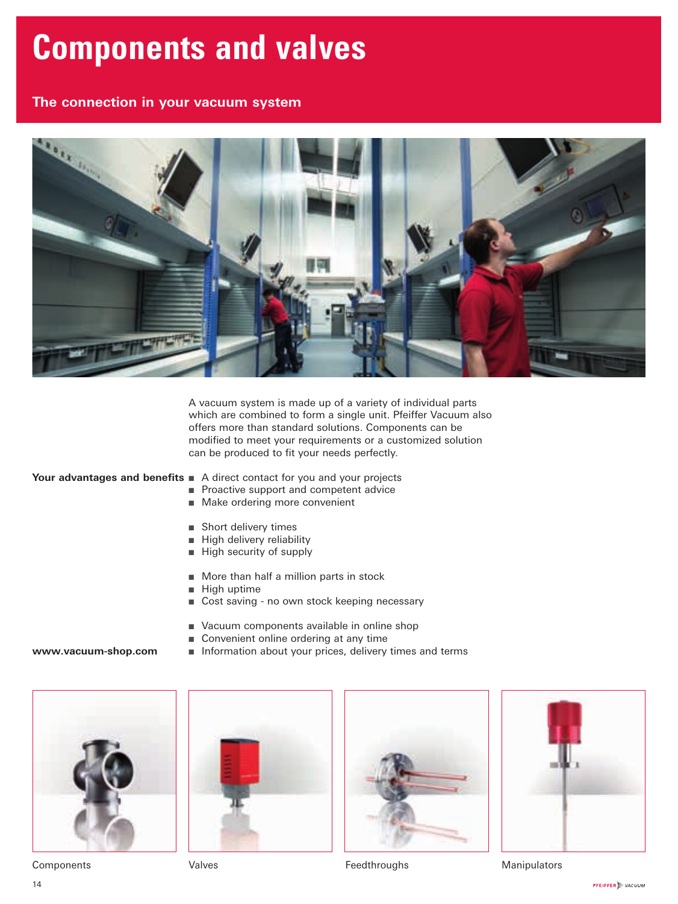# Components and valves

## The connection in your vacuum system

A vacuum system is made up of a variety of individual parts which are combined to form a single unit. Pfeiffer Vacuum also offers more than standard solutions. Components can be modified to meet your requirements or a customized solution can be produced to fit your needs perfectly.

**Your advantages and benefits**

- A direct contact for you and your projects
- Proactive support and competent advice
- Make ordering more convenient

- Short delivery times
- High delivery reliability
- High security of supply

- More than half a million parts in stock
- High uptime
- Cost saving - no own stock keeping necessary

**www.vacuum-shop.com**

- Vacuum components available in online shop
- Convenient online ordering at any time
- Information about your prices, delivery times and terms

Components

Valves

Feedthroughs

Manipulators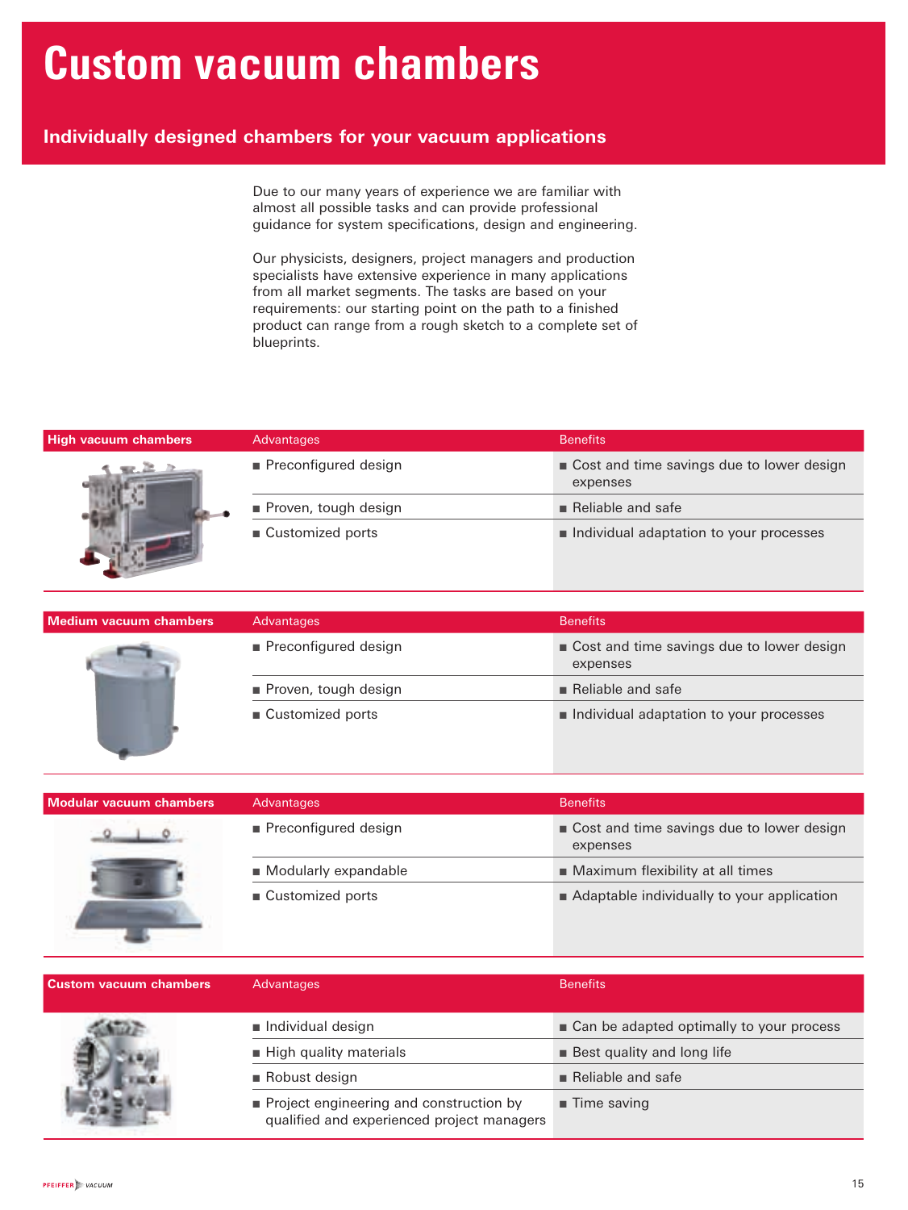# Custom vacuum chambers

## Individually designed chambers for your vacuum applications

Due to our many years of experience we are familiar with almost all possible tasks and can provide professional guidance for system specifications, design and engineering.

Our physicists, designers, project managers and production specialists have extensive experience in many applications from all market segments. The tasks are based on your requirements: our starting point on the path to a finished product can range from a rough sketch to a complete set of blueprints.

| High vacuum chambers | Advantages | Benefits |
|---|---|---|
| | ■ Preconfigured design | ■ Cost and time savings due to lower design expenses |
| | ■ Proven, tough design | ■ Reliable and safe |
| | ■ Customized ports | ■ Individual adaptation to your processes |

| Medium vacuum chambers | Advantages | Benefits |
|---|---|---|
| | ■ Preconfigured design | ■ Cost and time savings due to lower design expenses |
| | ■ Proven, tough design | ■ Reliable and safe |
| | ■ Customized ports | ■ Individual adaptation to your processes |

| Modular vacuum chambers | Advantages | Benefits |
|---|---|---|
| | ■ Preconfigured design | ■ Cost and time savings due to lower design expenses |
| | ■ Modularly expandable | ■ Maximum flexibility at all times |
| | ■ Customized ports | ■ Adaptable individually to your application |

| Custom vacuum chambers | Advantages | Benefits |
|---|---|---|
| | ■ Individual design | ■ Can be adapted optimally to your process |
| | ■ High quality materials | ■ Best quality and long life |
| | ■ Robust design | ■ Reliable and safe |
| | ■ Project engineering and construction by qualified and experienced project managers | ■ Time saving |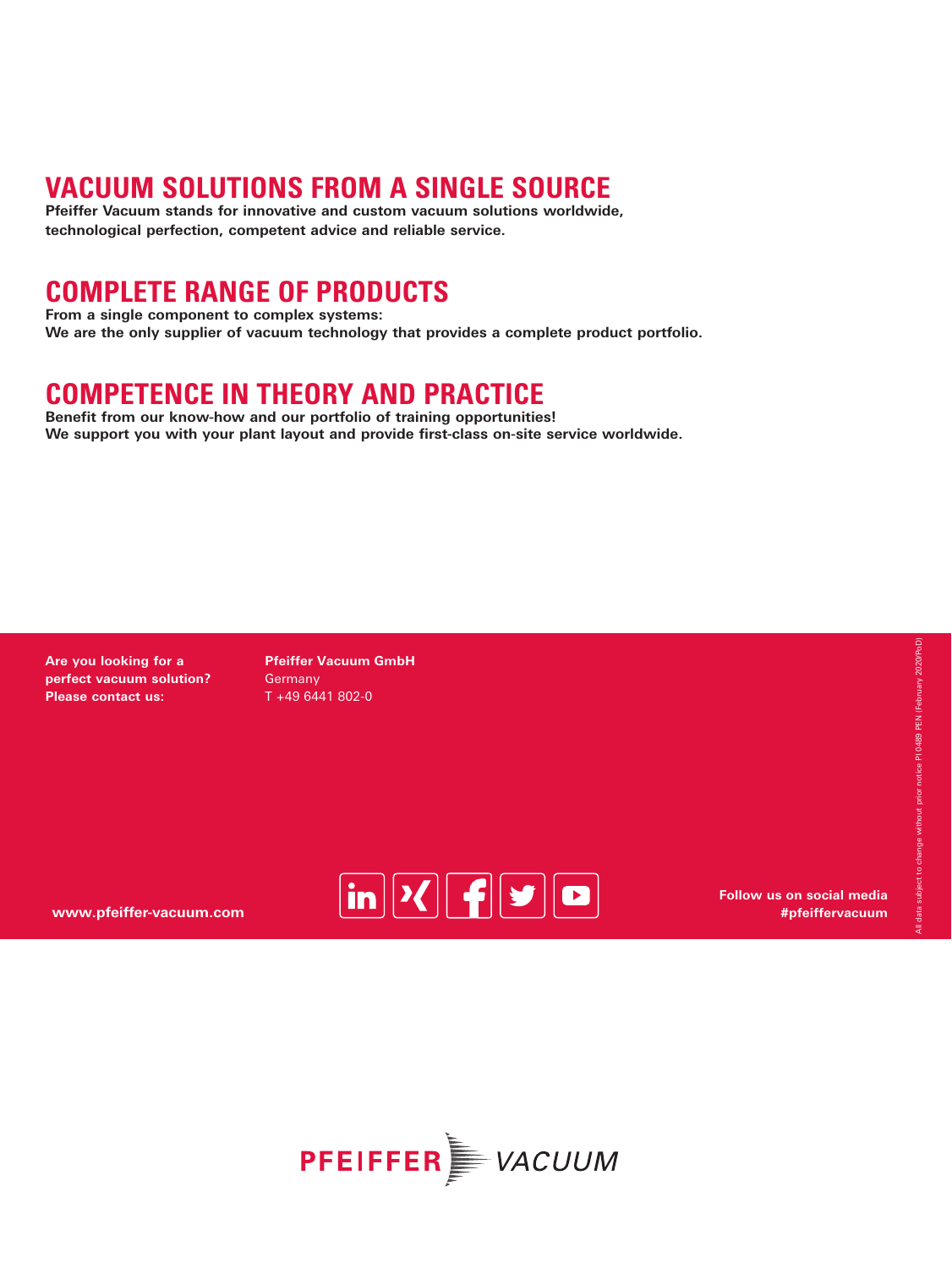## VACUUM SOLUTIONS FROM A SINGLE SOURCE

**Pfeiffer Vacuum stands for innovative and custom vacuum solutions worldwide, technological perfection, competent advice and reliable service.**

## COMPLETE RANGE OF PRODUCTS

**From a single component to complex systems:**
**We are the only supplier of vacuum technology that provides a complete product portfolio.**

## COMPETENCE IN THEORY AND PRACTICE

**Benefit from our know-how and our portfolio of training opportunities!**
**We support you with your plant layout and provide first-class on-site service worldwide.**

**Are you looking for a perfect vacuum solution? Please contact us:**

**Pfeiffer Vacuum GmbH**
Germany
T +49 6441 802-0

**www.pfeiffer-vacuum.com**

**Follow us on social media #pfeiffervacuum**

All data subject to change without prior notice PI 0489 PEN (February 2020/PoD)

PFEIFFER VACUUM